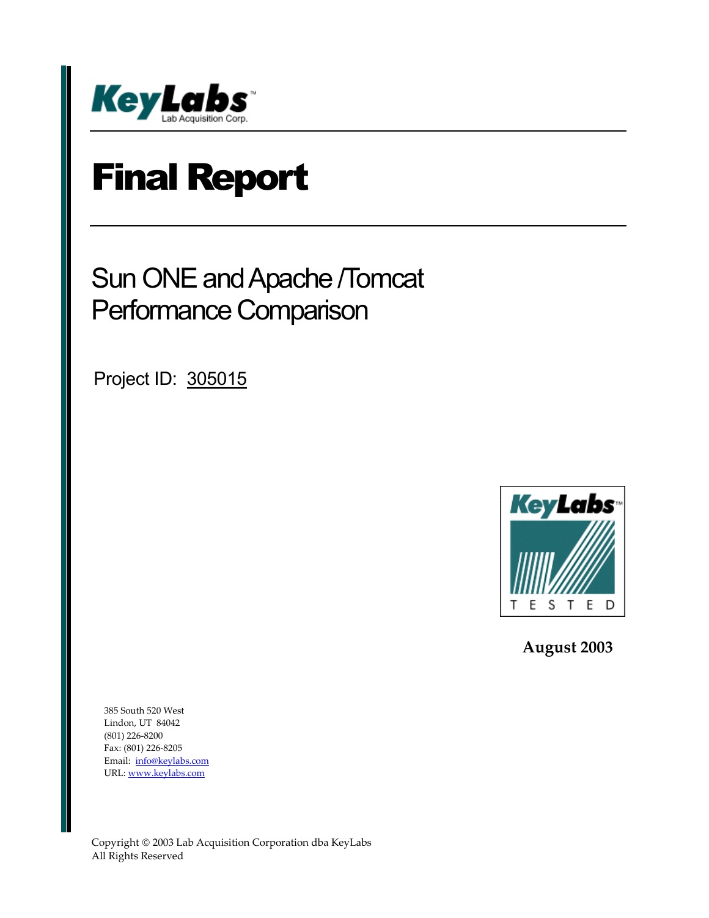KeyLabs
Lab Acquisition Corp.

# Final Report

## Sun ONE and Apache /Tomcat Performance Comparison

Project ID: 305015

KeyLabs TESTED

**August 2003**

385 South 520 West
Lindon, UT 84042
(801) 226-8200
Fax: (801) 226-8205
Email: info@keylabs.com
URL: www.keylabs.com

Copyright © 2003 Lab Acquisition Corporation dba KeyLabs
All Rights Reserved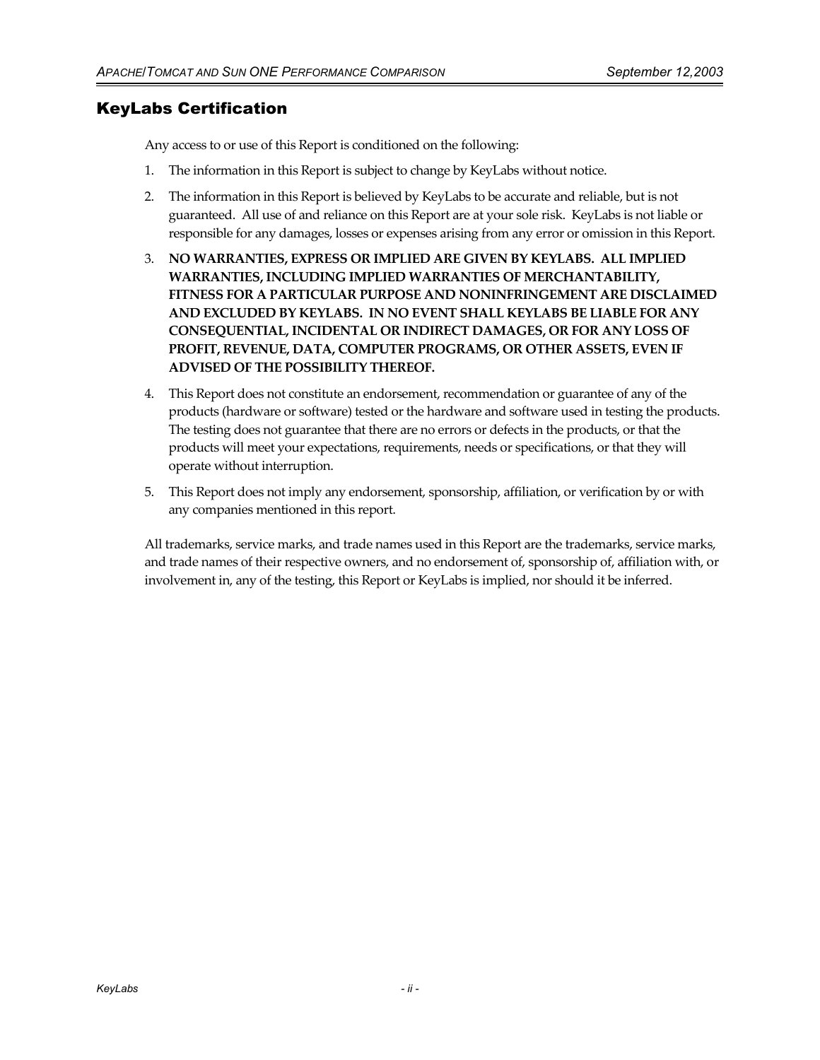## KeyLabs Certification

Any access to or use of this Report is conditioned on the following:

1. The information in this Report is subject to change by KeyLabs without notice.
2. The information in this Report is believed by KeyLabs to be accurate and reliable, but is not guaranteed. All use of and reliance on this Report are at your sole risk. KeyLabs is not liable or responsible for any damages, losses or expenses arising from any error or omission in this Report.
3. **NO WARRANTIES, EXPRESS OR IMPLIED ARE GIVEN BY KEYLABS. ALL IMPLIED WARRANTIES, INCLUDING IMPLIED WARRANTIES OF MERCHANTABILITY, FITNESS FOR A PARTICULAR PURPOSE AND NONINFRINGEMENT ARE DISCLAIMED AND EXCLUDED BY KEYLABS. IN NO EVENT SHALL KEYLABS BE LIABLE FOR ANY CONSEQUENTIAL, INCIDENTAL OR INDIRECT DAMAGES, OR FOR ANY LOSS OF PROFIT, REVENUE, DATA, COMPUTER PROGRAMS, OR OTHER ASSETS, EVEN IF ADVISED OF THE POSSIBILITY THEREOF.**
4. This Report does not constitute an endorsement, recommendation or guarantee of any of the products (hardware or software) tested or the hardware and software used in testing the products. The testing does not guarantee that there are no errors or defects in the products, or that the products will meet your expectations, requirements, needs or specifications, or that they will operate without interruption.
5. This Report does not imply any endorsement, sponsorship, affiliation, or verification by or with any companies mentioned in this report.

All trademarks, service marks, and trade names used in this Report are the trademarks, service marks, and trade names of their respective owners, and no endorsement of, sponsorship of, affiliation with, or involvement in, any of the testing, this Report or KeyLabs is implied, nor should it be inferred.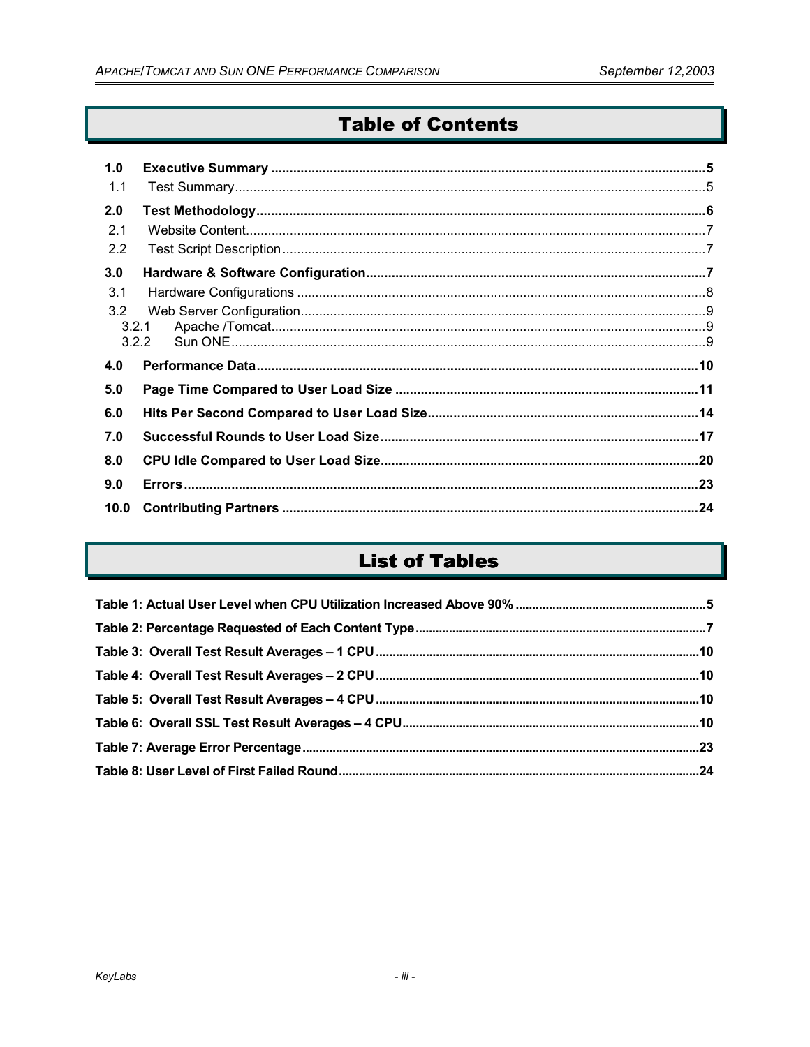# Table of Contents

- **1.0 Executive Summary** ..... **5**
  - 1.1 Test Summary ..... 5
- **2.0 Test Methodology** ..... **6**
  - 2.1 Website Content ..... 7
  - 2.2 Test Script Description ..... 7
- **3.0 Hardware & Software Configuration** ..... **7**
  - 3.1 Hardware Configurations ..... 8
  - 3.2 Web Server Configuration ..... 9
    - 3.2.1 Apache /Tomcat ..... 9
    - 3.2.2 Sun ONE ..... 9
- **4.0 Performance Data** ..... **10**
- **5.0 Page Time Compared to User Load Size** ..... **11**
- **6.0 Hits Per Second Compared to User Load Size** ..... **14**
- **7.0 Successful Rounds to User Load Size** ..... **17**
- **8.0 CPU Idle Compared to User Load Size** ..... **20**
- **9.0 Errors** ..... **23**
- **10.0 Contributing Partners** ..... **24**

# List of Tables

- **Table 1: Actual User Level when CPU Utilization Increased Above 90%** ..... **5**
- **Table 2: Percentage Requested of Each Content Type** ..... **7**
- **Table 3: Overall Test Result Averages – 1 CPU** ..... **10**
- **Table 4: Overall Test Result Averages – 2 CPU** ..... **10**
- **Table 5: Overall Test Result Averages – 4 CPU** ..... **10**
- **Table 6: Overall SSL Test Result Averages – 4 CPU** ..... **10**
- **Table 7: Average Error Percentage** ..... **23**
- **Table 8: User Level of First Failed Round** ..... **24**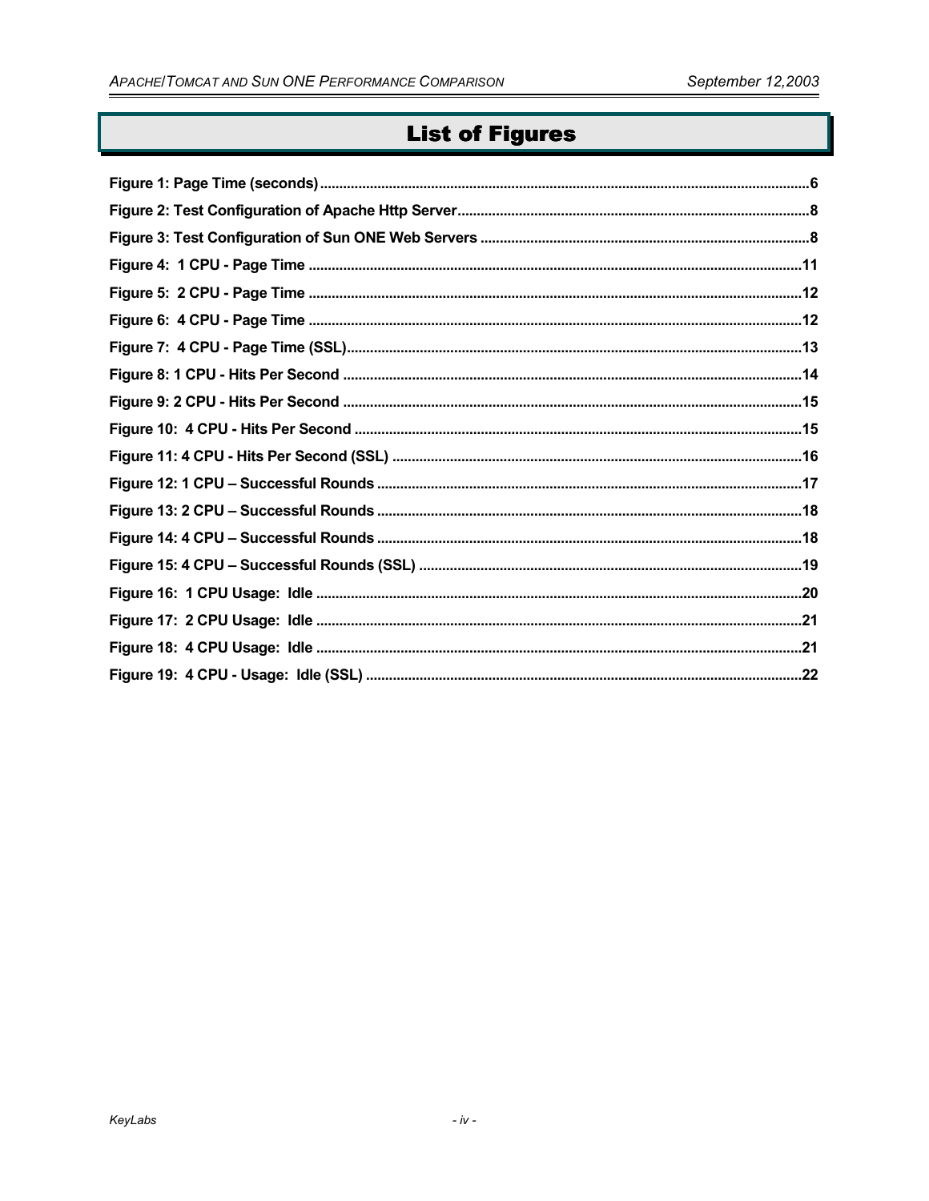# List of Figures

Figure 1: Page Time (seconds) .....6
Figure 2: Test Configuration of Apache Http Server .....8
Figure 3: Test Configuration of Sun ONE Web Servers .....8
Figure 4: 1 CPU - Page Time .....11
Figure 5: 2 CPU - Page Time .....12
Figure 6: 4 CPU - Page Time .....12
Figure 7: 4 CPU - Page Time (SSL) .....13
Figure 8: 1 CPU - Hits Per Second .....14
Figure 9: 2 CPU - Hits Per Second .....15
Figure 10: 4 CPU - Hits Per Second .....15
Figure 11: 4 CPU - Hits Per Second (SSL) .....16
Figure 12: 1 CPU – Successful Rounds .....17
Figure 13: 2 CPU – Successful Rounds .....18
Figure 14: 4 CPU – Successful Rounds .....18
Figure 15: 4 CPU – Successful Rounds (SSL) .....19
Figure 16: 1 CPU Usage: Idle .....20
Figure 17: 2 CPU Usage: Idle .....21
Figure 18: 4 CPU Usage: Idle .....21
Figure 19: 4 CPU - Usage: Idle (SSL) .....22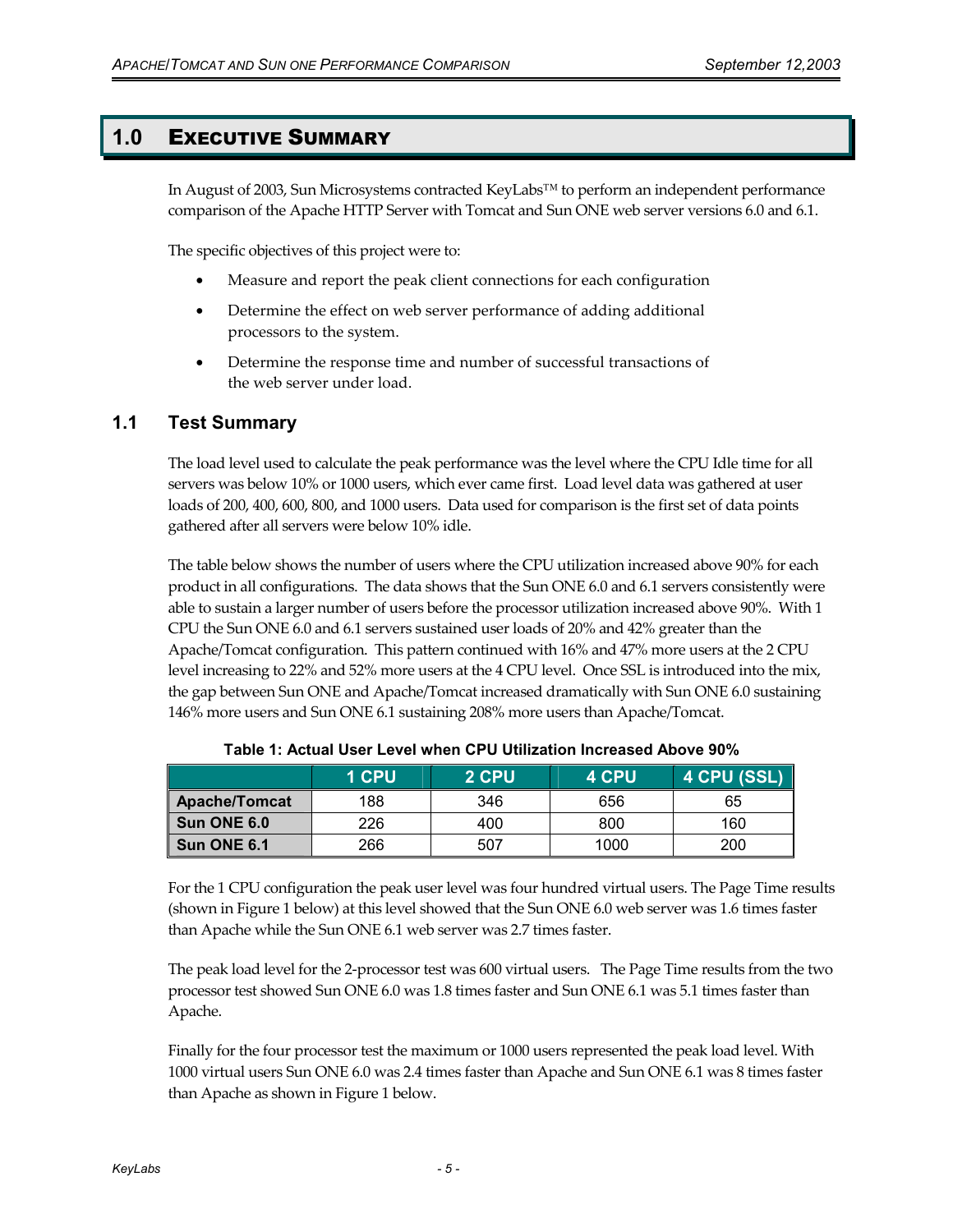## 1.0 Executive Summary

In August of 2003, Sun Microsystems contracted KeyLabs™ to perform an independent performance comparison of the Apache HTTP Server with Tomcat and Sun ONE web server versions 6.0 and 6.1.

The specific objectives of this project were to:

- Measure and report the peak client connections for each configuration
- Determine the effect on web server performance of adding additional processors to the system.
- Determine the response time and number of successful transactions of the web server under load.

### 1.1 Test Summary

The load level used to calculate the peak performance was the level where the CPU Idle time for all servers was below 10% or 1000 users, which ever came first. Load level data was gathered at user loads of 200, 400, 600, 800, and 1000 users. Data used for comparison is the first set of data points gathered after all servers were below 10% idle.

The table below shows the number of users where the CPU utilization increased above 90% for each product in all configurations. The data shows that the Sun ONE 6.0 and 6.1 servers consistently were able to sustain a larger number of users before the processor utilization increased above 90%. With 1 CPU the Sun ONE 6.0 and 6.1 servers sustained user loads of 20% and 42% greater than the Apache/Tomcat configuration. This pattern continued with 16% and 47% more users at the 2 CPU level increasing to 22% and 52% more users at the 4 CPU level. Once SSL is introduced into the mix, the gap between Sun ONE and Apache/Tomcat increased dramatically with Sun ONE 6.0 sustaining 146% more users and Sun ONE 6.1 sustaining 208% more users than Apache/Tomcat.

**Table 1: Actual User Level when CPU Utilization Increased Above 90%**

| | 1 CPU | 2 CPU | 4 CPU | 4 CPU (SSL) |
|---|---|---|---|---|
| **Apache/Tomcat** | 188 | 346 | 656 | 65 |
| **Sun ONE 6.0** | 226 | 400 | 800 | 160 |
| **Sun ONE 6.1** | 266 | 507 | 1000 | 200 |

For the 1 CPU configuration the peak user level was four hundred virtual users. The Page Time results (shown in Figure 1 below) at this level showed that the Sun ONE 6.0 web server was 1.6 times faster than Apache while the Sun ONE 6.1 web server was 2.7 times faster.

The peak load level for the 2-processor test was 600 virtual users. The Page Time results from the two processor test showed Sun ONE 6.0 was 1.8 times faster and Sun ONE 6.1 was 5.1 times faster than Apache.

Finally for the four processor test the maximum or 1000 users represented the peak load level. With 1000 virtual users Sun ONE 6.0 was 2.4 times faster than Apache and Sun ONE 6.1 was 8 times faster than Apache as shown in Figure 1 below.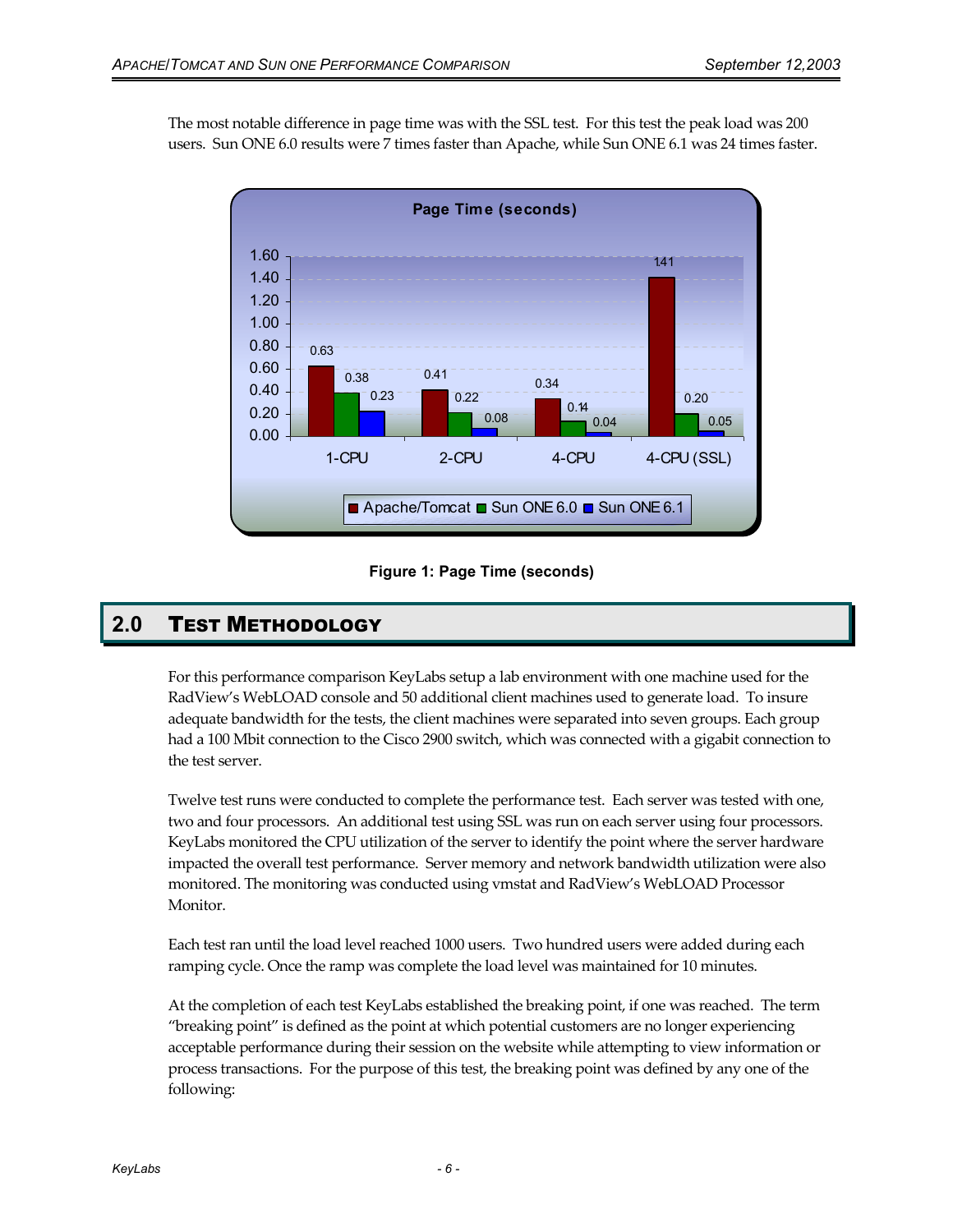The most notable difference in page time was with the SSL test. For this test the peak load was 200 users. Sun ONE 6.0 results were 7 times faster than Apache, while Sun ONE 6.1 was 24 times faster.

| | Apache/Tomcat | Sun ONE 6.0 | Sun ONE 6.1 |
|---|---|---|---|
| 1-CPU | 0.63 | 0.38 | 0.23 |
| 2-CPU | 0.41 | 0.22 | 0.08 |
| 4-CPU | 0.34 | 0.14 | 0.04 |
| 4-CPU (SSL) | 1.41 | 0.20 | 0.05 |

**Figure 1: Page Time (seconds)**

## 2.0 Test Methodology

For this performance comparison KeyLabs setup a lab environment with one machine used for the RadView's WebLOAD console and 50 additional client machines used to generate load. To insure adequate bandwidth for the tests, the client machines were separated into seven groups. Each group had a 100 Mbit connection to the Cisco 2900 switch, which was connected with a gigabit connection to the test server.

Twelve test runs were conducted to complete the performance test. Each server was tested with one, two and four processors. An additional test using SSL was run on each server using four processors. KeyLabs monitored the CPU utilization of the server to identify the point where the server hardware impacted the overall test performance. Server memory and network bandwidth utilization were also monitored. The monitoring was conducted using vmstat and RadView's WebLOAD Processor Monitor.

Each test ran until the load level reached 1000 users. Two hundred users were added during each ramping cycle. Once the ramp was complete the load level was maintained for 10 minutes.

At the completion of each test KeyLabs established the breaking point, if one was reached. The term "breaking point" is defined as the point at which potential customers are no longer experiencing acceptable performance during their session on the website while attempting to view information or process transactions. For the purpose of this test, the breaking point was defined by any one of the following: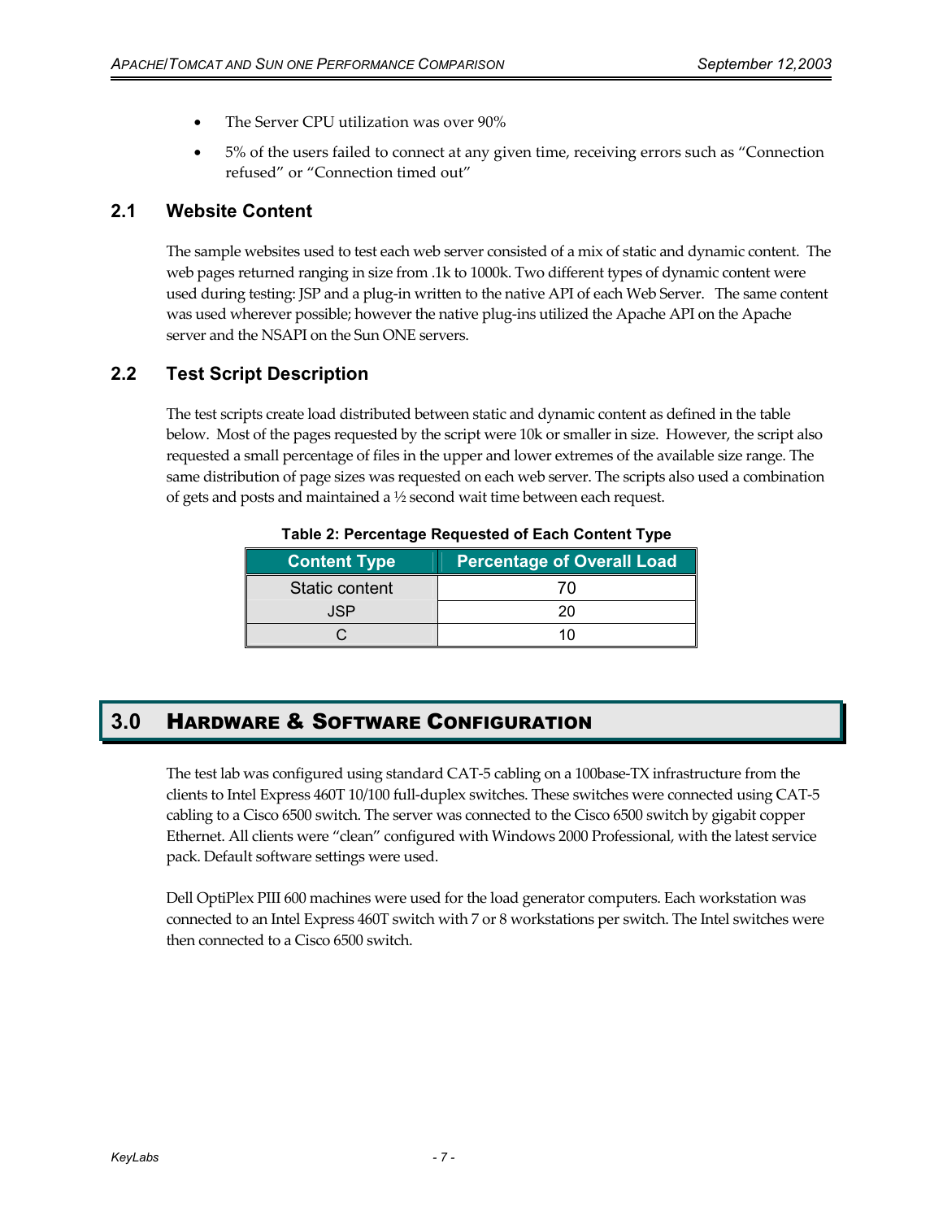- The Server CPU utilization was over 90%
- 5% of the users failed to connect at any given time, receiving errors such as "Connection refused" or "Connection timed out"

## 2.1 Website Content

The sample websites used to test each web server consisted of a mix of static and dynamic content. The web pages returned ranging in size from .1k to 1000k. Two different types of dynamic content were used during testing: JSP and a plug-in written to the native API of each Web Server. The same content was used wherever possible; however the native plug-ins utilized the Apache API on the Apache server and the NSAPI on the Sun ONE servers.

## 2.2 Test Script Description

The test scripts create load distributed between static and dynamic content as defined in the table below. Most of the pages requested by the script were 10k or smaller in size. However, the script also requested a small percentage of files in the upper and lower extremes of the available size range. The same distribution of page sizes was requested on each web server. The scripts also used a combination of gets and posts and maintained a ½ second wait time between each request.

**Table 2: Percentage Requested of Each Content Type**

| Content Type | Percentage of Overall Load |
| --- | --- |
| Static content | 70 |
| JSP | 20 |
| C | 10 |

# 3.0 Hardware & Software Configuration

The test lab was configured using standard CAT-5 cabling on a 100base-TX infrastructure from the clients to Intel Express 460T 10/100 full-duplex switches. These switches were connected using CAT-5 cabling to a Cisco 6500 switch. The server was connected to the Cisco 6500 switch by gigabit copper Ethernet. All clients were "clean" configured with Windows 2000 Professional, with the latest service pack. Default software settings were used.

Dell OptiPlex PIII 600 machines were used for the load generator computers. Each workstation was connected to an Intel Express 460T switch with 7 or 8 workstations per switch. The Intel switches were then connected to a Cisco 6500 switch.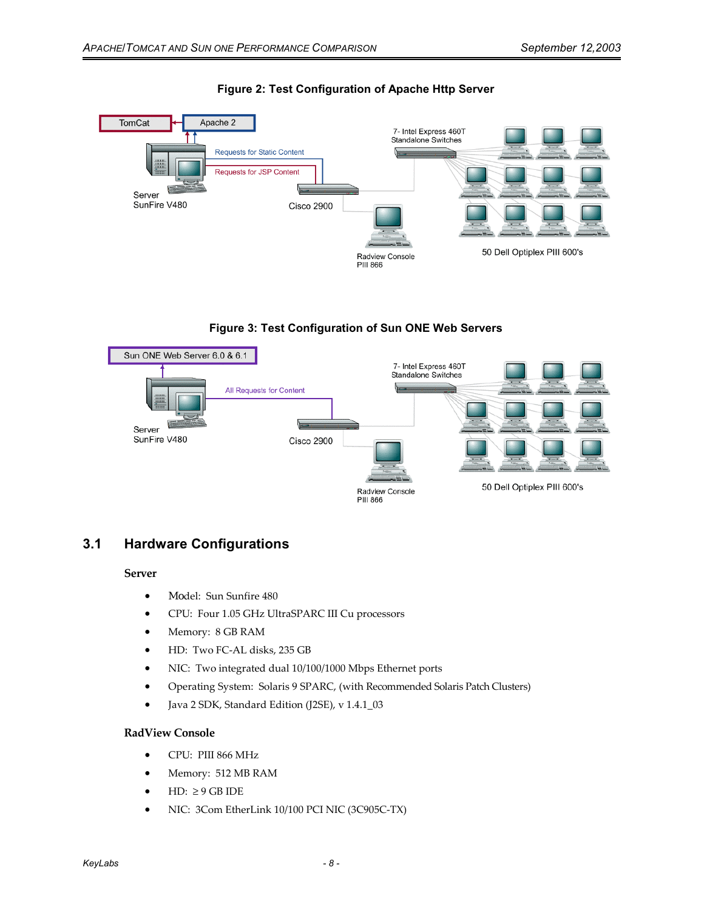**Figure 2: Test Configuration of Apache Http Server**

**Figure 3: Test Configuration of Sun ONE Web Servers**

## 3.1 Hardware Configurations

**Server**

- Model: Sun Sunfire 480
- CPU: Four 1.05 GHz UltraSPARC III Cu processors
- Memory: 8 GB RAM
- HD: Two FC-AL disks, 235 GB
- NIC: Two integrated dual 10/100/1000 Mbps Ethernet ports
- Operating System: Solaris 9 SPARC, (with Recommended Solaris Patch Clusters)
- Java 2 SDK, Standard Edition (J2SE), v 1.4.1_03

**RadView Console**

- CPU: PIII 866 MHz
- Memory: 512 MB RAM
- HD: $\geq$ 9 GB IDE
- NIC: 3Com EtherLink 10/100 PCI NIC (3C905C-TX)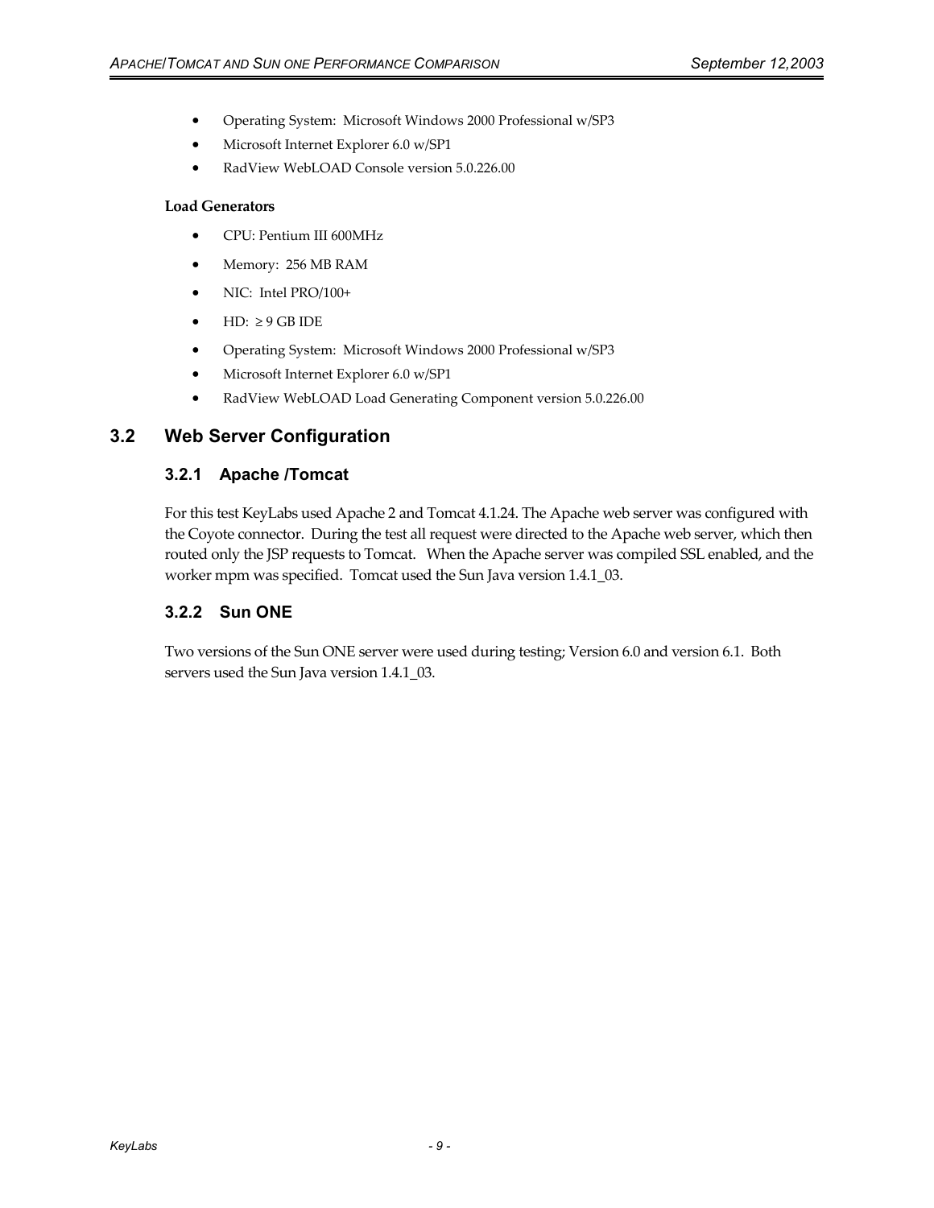- Operating System: Microsoft Windows 2000 Professional w/SP3
- Microsoft Internet Explorer 6.0 w/SP1
- RadView WebLOAD Console version 5.0.226.00

**Load Generators**

- CPU: Pentium III 600MHz
- Memory: 256 MB RAM
- NIC: Intel PRO/100+
- HD: ≥ 9 GB IDE
- Operating System: Microsoft Windows 2000 Professional w/SP3
- Microsoft Internet Explorer 6.0 w/SP1
- RadView WebLOAD Load Generating Component version 5.0.226.00

## 3.2 Web Server Configuration

### 3.2.1 Apache /Tomcat

For this test KeyLabs used Apache 2 and Tomcat 4.1.24. The Apache web server was configured with the Coyote connector. During the test all request were directed to the Apache web server, which then routed only the JSP requests to Tomcat. When the Apache server was compiled SSL enabled, and the worker mpm was specified. Tomcat used the Sun Java version 1.4.1_03.

### 3.2.2 Sun ONE

Two versions of the Sun ONE server were used during testing; Version 6.0 and version 6.1. Both servers used the Sun Java version 1.4.1_03.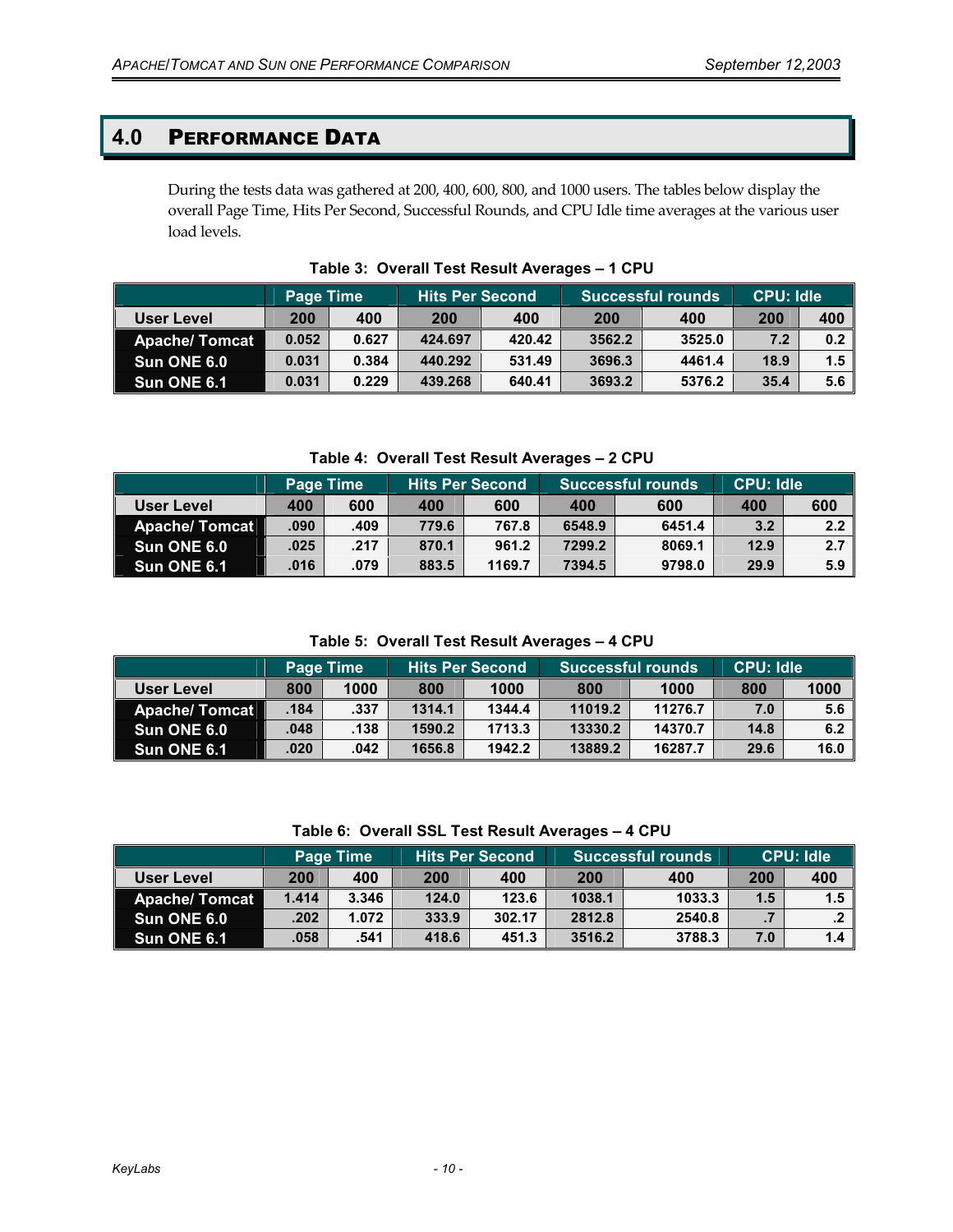# 4.0 Performance Data

During the tests data was gathered at 200, 400, 600, 800, and 1000 users. The tables below display the overall Page Time, Hits Per Second, Successful Rounds, and CPU Idle time averages at the various user load levels.

**Table 3: Overall Test Result Averages – 1 CPU**

| | Page Time | | Hits Per Second | | Successful rounds | | CPU: Idle | |
|---|---|---|---|---|---|---|---|---|
| User Level | 200 | 400 | 200 | 400 | 200 | 400 | 200 | 400 |
| Apache/ Tomcat | 0.052 | 0.627 | 424.697 | 420.42 | 3562.2 | 3525.0 | 7.2 | 0.2 |
| Sun ONE 6.0 | 0.031 | 0.384 | 440.292 | 531.49 | 3696.3 | 4461.4 | 18.9 | 1.5 |
| Sun ONE 6.1 | 0.031 | 0.229 | 439.268 | 640.41 | 3693.2 | 5376.2 | 35.4 | 5.6 |

**Table 4: Overall Test Result Averages – 2 CPU**

| | Page Time | | Hits Per Second | | Successful rounds | | CPU: Idle | |
|---|---|---|---|---|---|---|---|---|
| User Level | 400 | 600 | 400 | 600 | 400 | 600 | 400 | 600 |
| Apache/ Tomcat | .090 | .409 | 779.6 | 767.8 | 6548.9 | 6451.4 | 3.2 | 2.2 |
| Sun ONE 6.0 | .025 | .217 | 870.1 | 961.2 | 7299.2 | 8069.1 | 12.9 | 2.7 |
| Sun ONE 6.1 | .016 | .079 | 883.5 | 1169.7 | 7394.5 | 9798.0 | 29.9 | 5.9 |

**Table 5: Overall Test Result Averages – 4 CPU**

| | Page Time | | Hits Per Second | | Successful rounds | | CPU: Idle | |
|---|---|---|---|---|---|---|---|---|
| User Level | 800 | 1000 | 800 | 1000 | 800 | 1000 | 800 | 1000 |
| Apache/ Tomcat | .184 | .337 | 1314.1 | 1344.4 | 11019.2 | 11276.7 | 7.0 | 5.6 |
| Sun ONE 6.0 | .048 | .138 | 1590.2 | 1713.3 | 13330.2 | 14370.7 | 14.8 | 6.2 |
| Sun ONE 6.1 | .020 | .042 | 1656.8 | 1942.2 | 13889.2 | 16287.7 | 29.6 | 16.0 |

**Table 6: Overall SSL Test Result Averages – 4 CPU**

| | Page Time | | Hits Per Second | | Successful rounds | | CPU: Idle | |
|---|---|---|---|---|---|---|---|---|
| User Level | 200 | 400 | 200 | 400 | 200 | 400 | 200 | 400 |
| Apache/ Tomcat | 1.414 | 3.346 | 124.0 | 123.6 | 1038.1 | 1033.3 | 1.5 | 1.5 |
| Sun ONE 6.0 | .202 | 1.072 | 333.9 | 302.17 | 2812.8 | 2540.8 | .7 | .2 |
| Sun ONE 6.1 | .058 | .541 | 418.6 | 451.3 | 3516.2 | 3788.3 | 7.0 | 1.4 |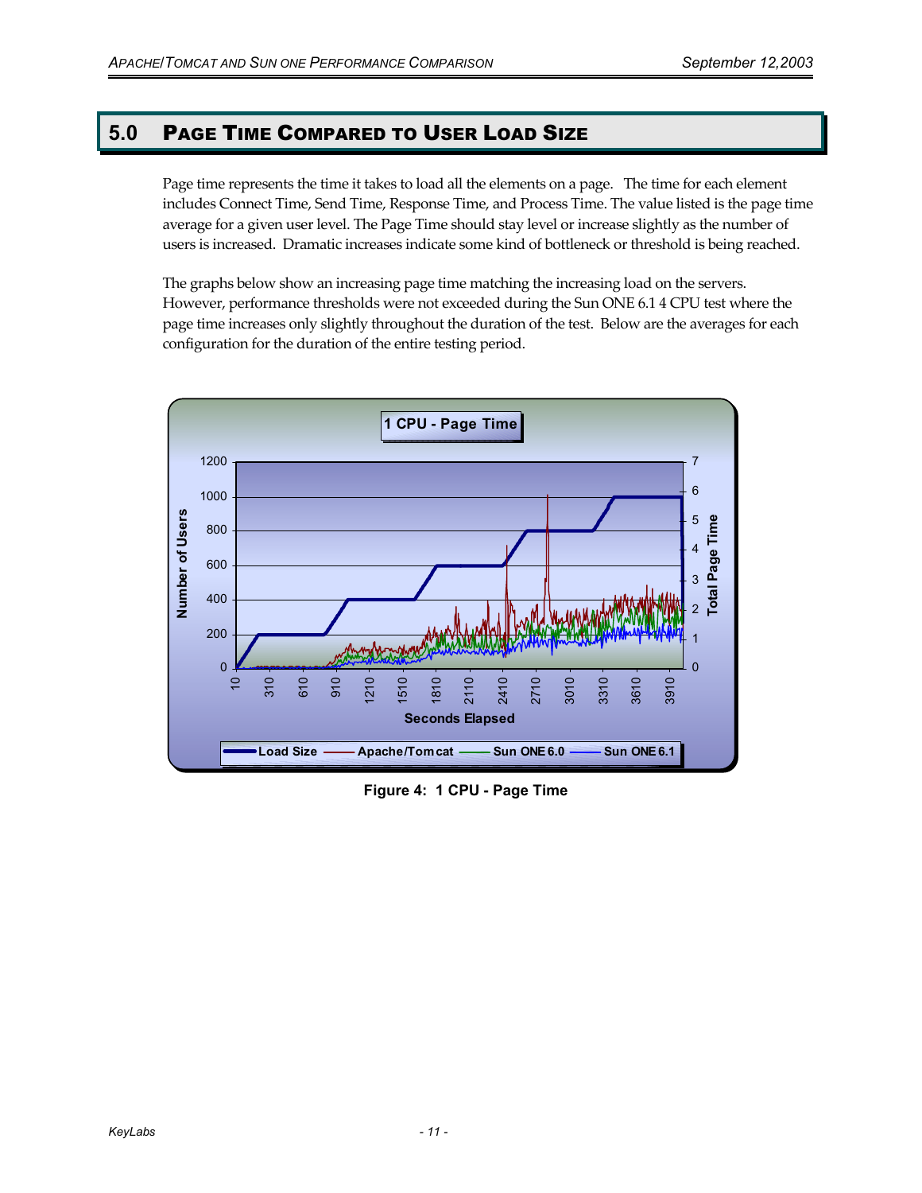## 5.0 Page Time Compared to User Load Size

Page time represents the time it takes to load all the elements on a page. The time for each element includes Connect Time, Send Time, Response Time, and Process Time. The value listed is the page time average for a given user level. The Page Time should stay level or increase slightly as the number of users is increased. Dramatic increases indicate some kind of bottleneck or threshold is being reached.

The graphs below show an increasing page time matching the increasing load on the servers. However, performance thresholds were not exceeded during the Sun ONE 6.1 4 CPU test where the page time increases only slightly throughout the duration of the test. Below are the averages for each configuration for the duration of the entire testing period.

**Figure 4: 1 CPU - Page Time**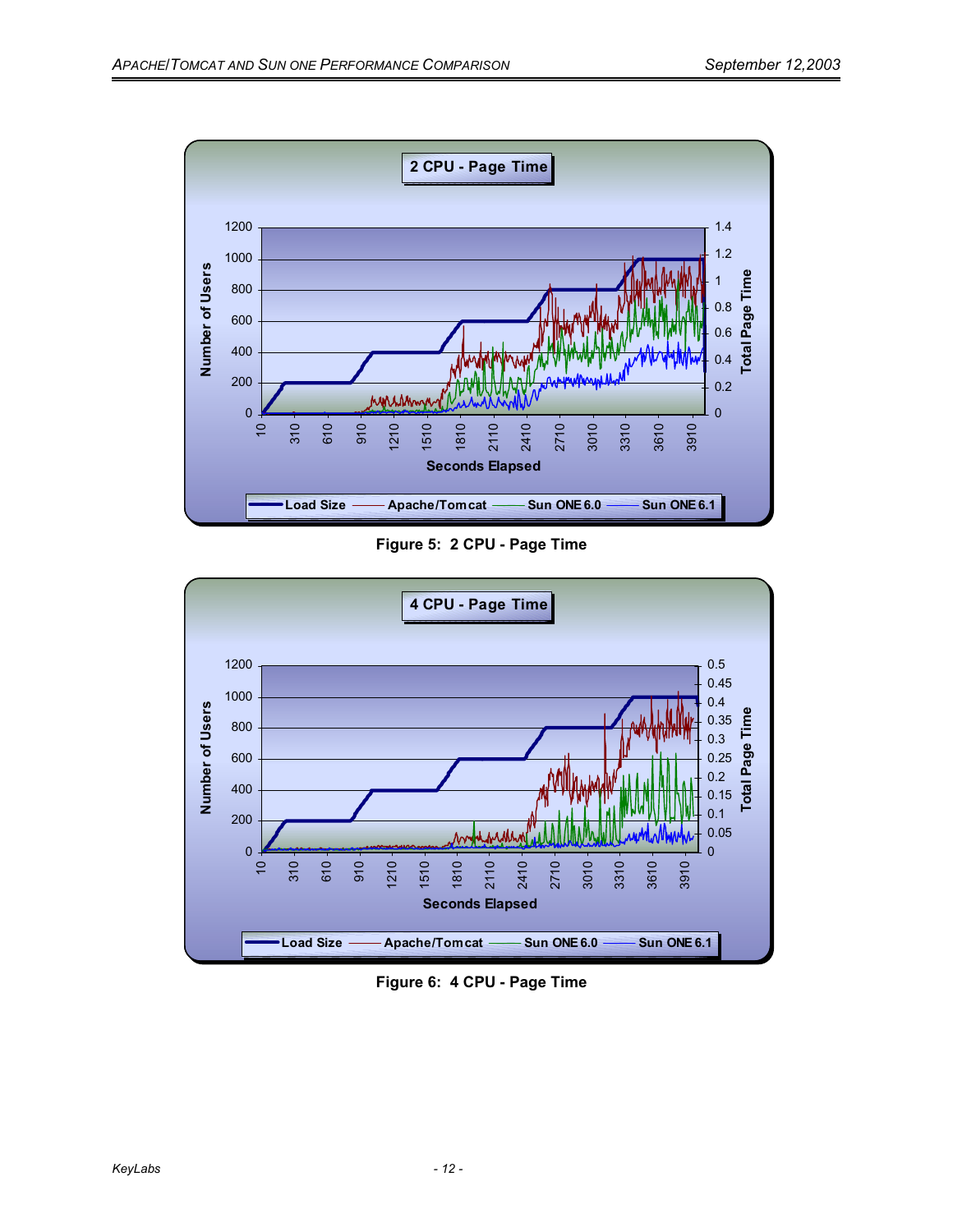Figure 5: 2 CPU - Page Time

Figure 6: 4 CPU - Page Time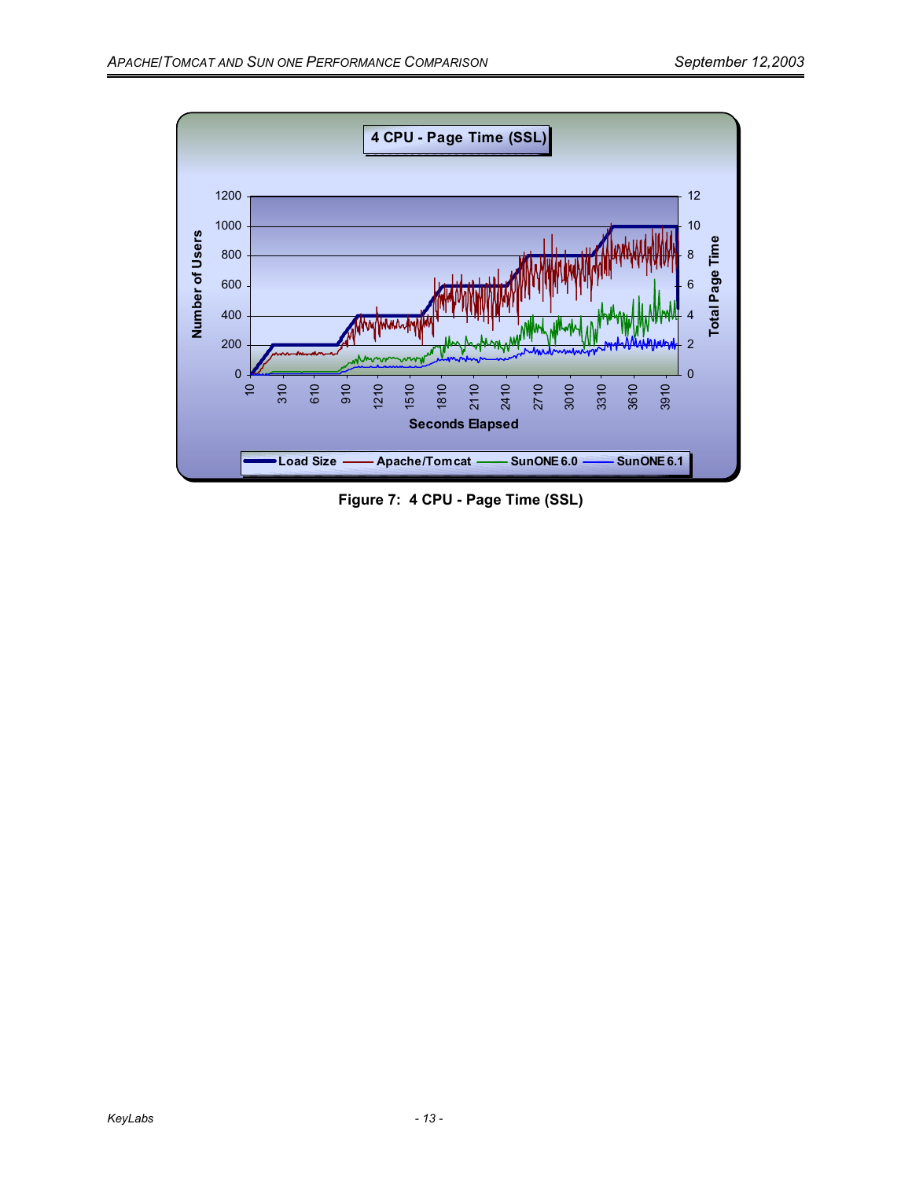Figure 7: 4 CPU - Page Time (SSL)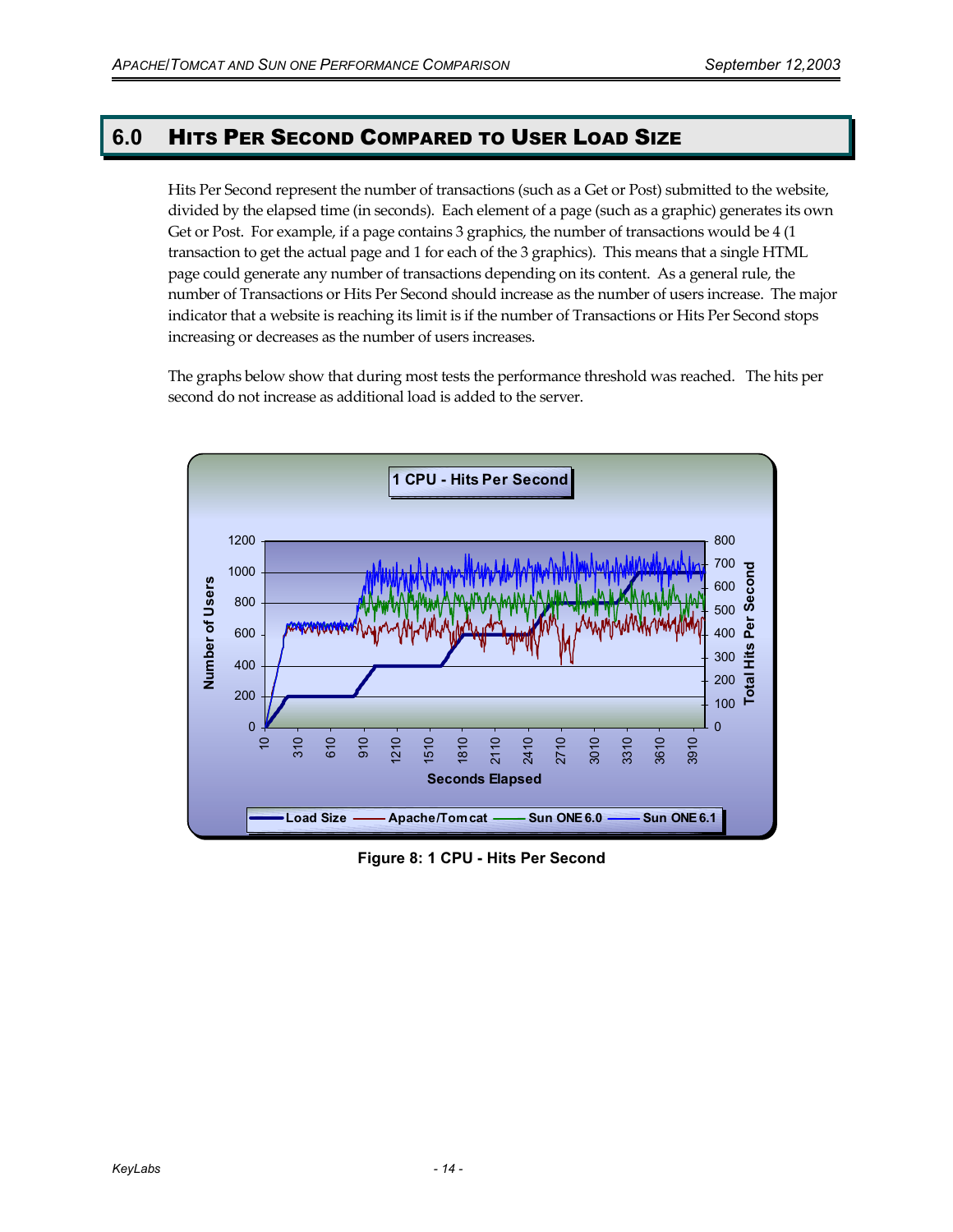# 6.0 Hits Per Second Compared to User Load Size

Hits Per Second represent the number of transactions (such as a Get or Post) submitted to the website, divided by the elapsed time (in seconds). Each element of a page (such as a graphic) generates its own Get or Post. For example, if a page contains 3 graphics, the number of transactions would be 4 (1 transaction to get the actual page and 1 for each of the 3 graphics). This means that a single HTML page could generate any number of transactions depending on its content. As a general rule, the number of Transactions or Hits Per Second should increase as the number of users increase. The major indicator that a website is reaching its limit is if the number of Transactions or Hits Per Second stops increasing or decreases as the number of users increases.

The graphs below show that during most tests the performance threshold was reached. The hits per second do not increase as additional load is added to the server.

Figure 8: 1 CPU - Hits Per Second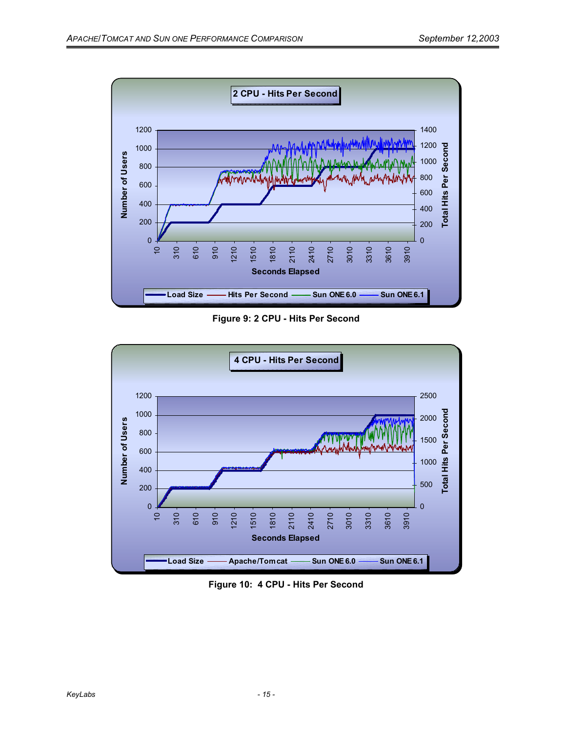Figure 9: 2 CPU - Hits Per Second

Figure 10: 4 CPU - Hits Per Second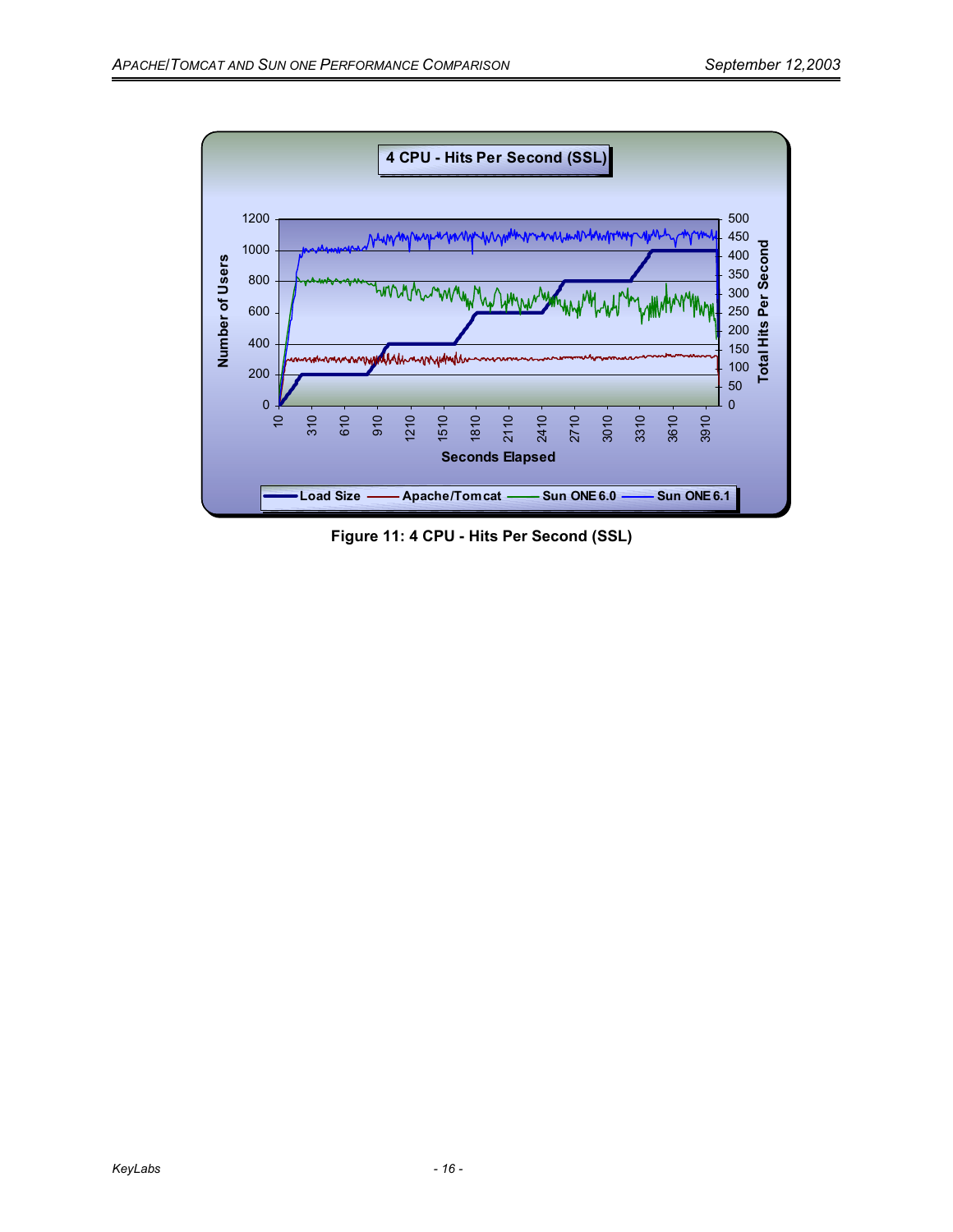Figure 11: 4 CPU - Hits Per Second (SSL)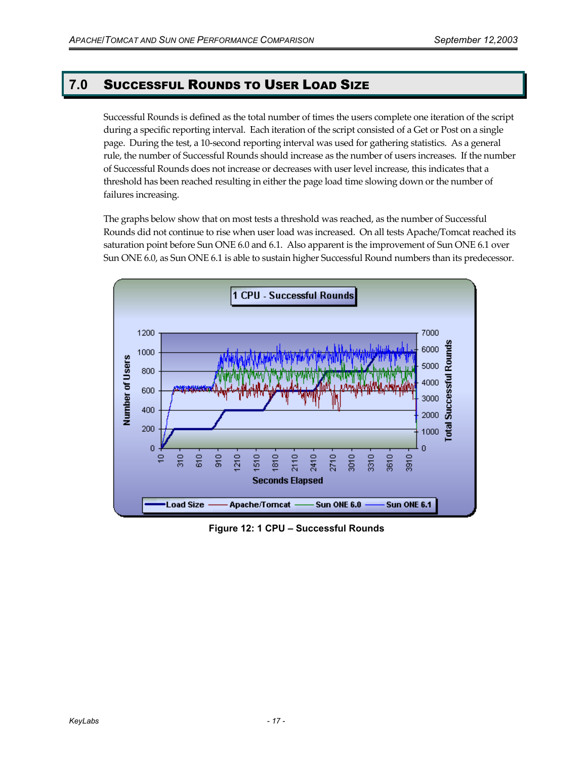## 7.0 Successful Rounds to User Load Size

Successful Rounds is defined as the total number of times the users complete one iteration of the script during a specific reporting interval. Each iteration of the script consisted of a Get or Post on a single page. During the test, a 10-second reporting interval was used for gathering statistics. As a general rule, the number of Successful Rounds should increase as the number of users increases. If the number of Successful Rounds does not increase or decreases with user level increase, this indicates that a threshold has been reached resulting in either the page load time slowing down or the number of failures increasing.

The graphs below show that on most tests a threshold was reached, as the number of Successful Rounds did not continue to rise when user load was increased. On all tests Apache/Tomcat reached its saturation point before Sun ONE 6.0 and 6.1. Also apparent is the improvement of Sun ONE 6.1 over Sun ONE 6.0, as Sun ONE 6.1 is able to sustain higher Successful Round numbers than its predecessor.

**Figure 12: 1 CPU – Successful Rounds**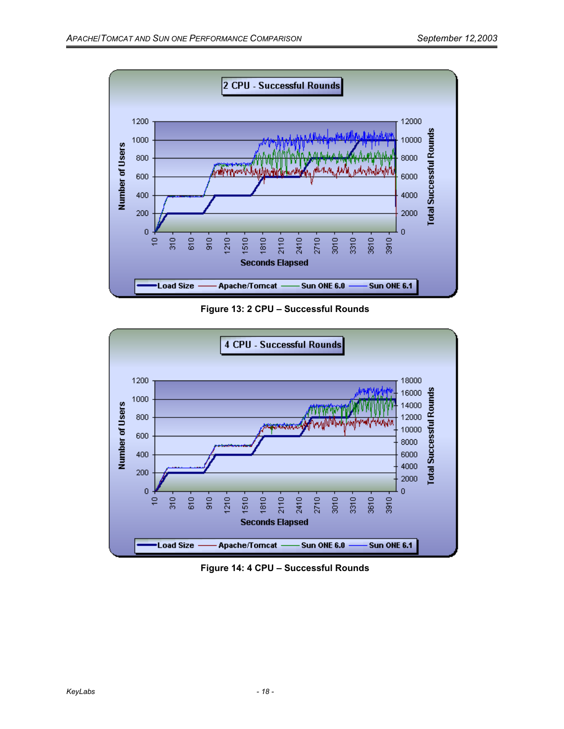Figure 13: 2 CPU – Successful Rounds

Figure 14: 4 CPU – Successful Rounds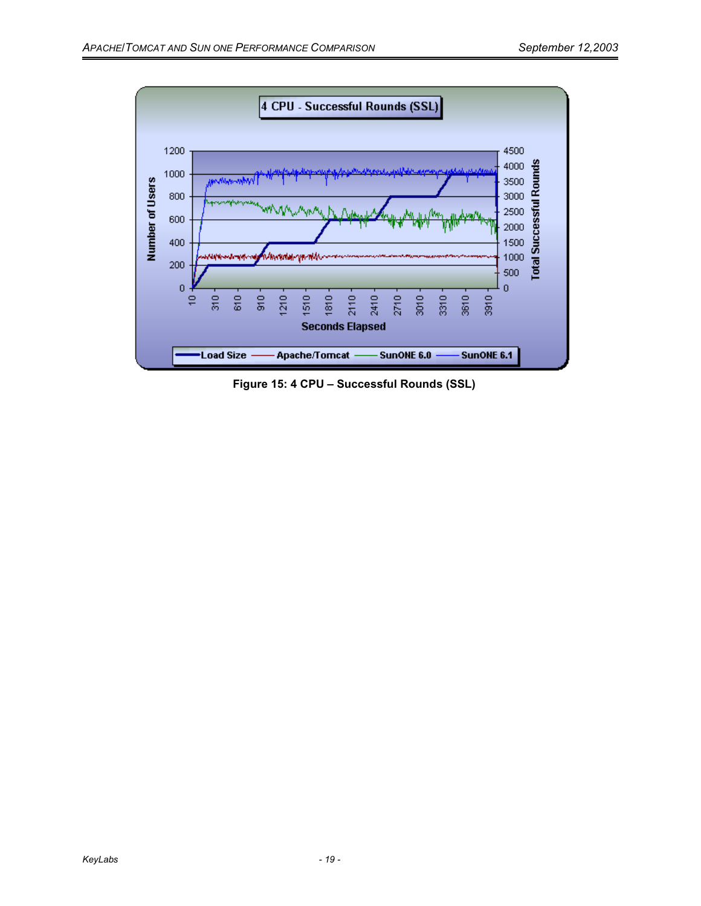Figure 15: 4 CPU – Successful Rounds (SSL)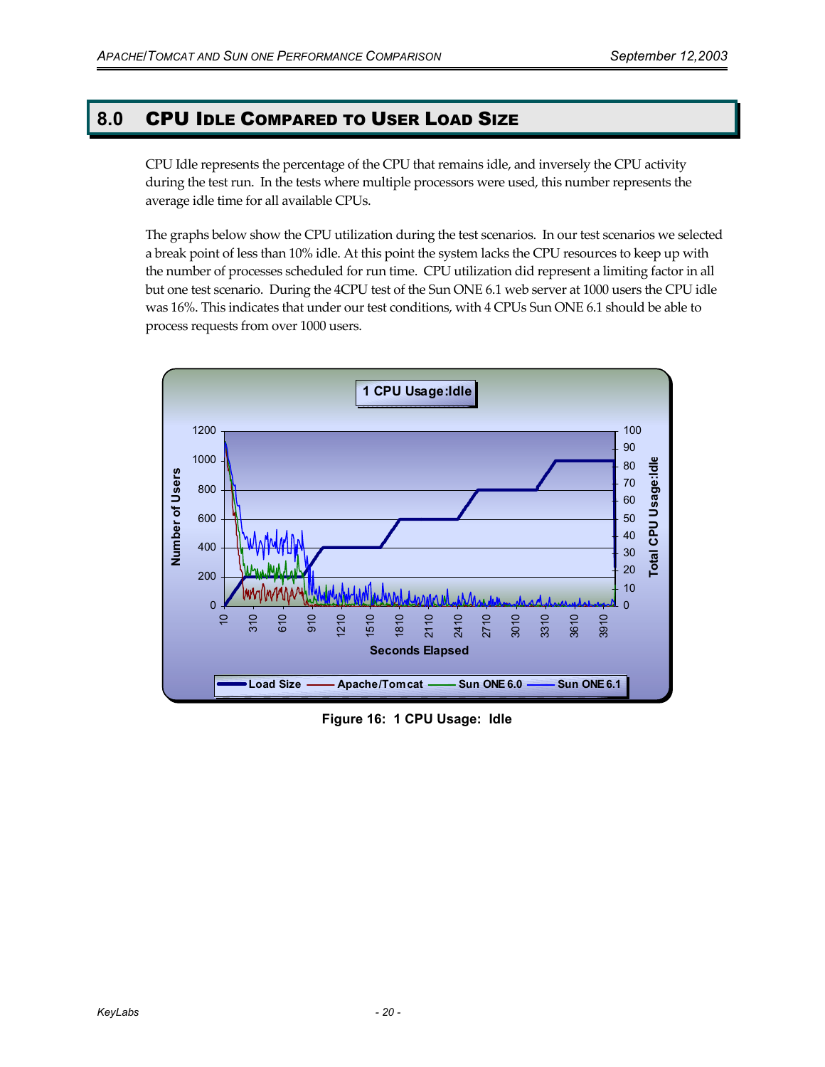# 8.0 CPU Idle Compared to User Load Size

CPU Idle represents the percentage of the CPU that remains idle, and inversely the CPU activity during the test run. In the tests where multiple processors were used, this number represents the average idle time for all available CPUs.

The graphs below show the CPU utilization during the test scenarios. In our test scenarios we selected a break point of less than 10% idle. At this point the system lacks the CPU resources to keep up with the number of processes scheduled for run time. CPU utilization did represent a limiting factor in all but one test scenario. During the 4CPU test of the Sun ONE 6.1 web server at 1000 users the CPU idle was 16%. This indicates that under our test conditions, with 4 CPUs Sun ONE 6.1 should be able to process requests from over 1000 users.

**Figure 16: 1 CPU Usage: Idle**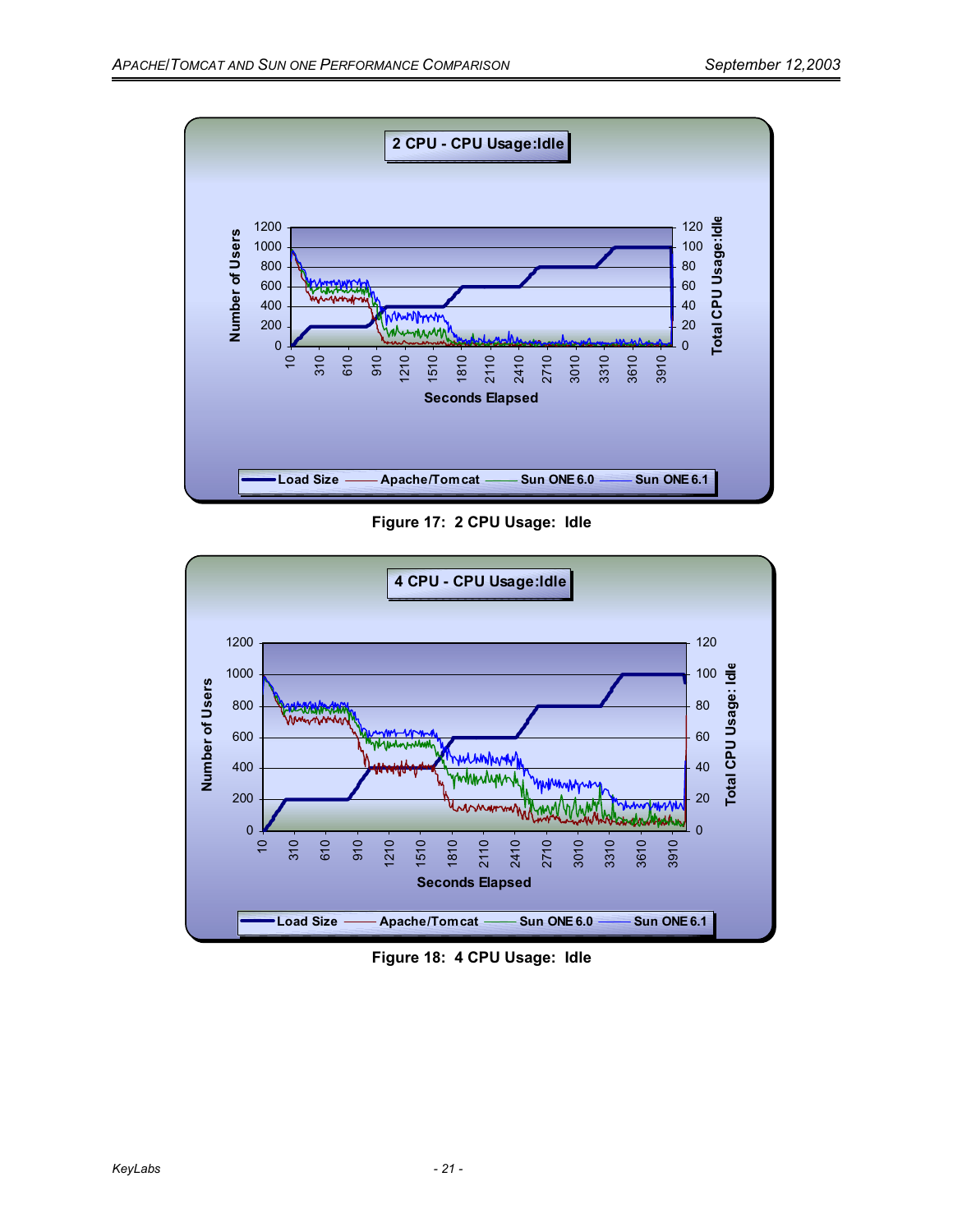Figure 17: 2 CPU Usage: Idle

Figure 18: 4 CPU Usage: Idle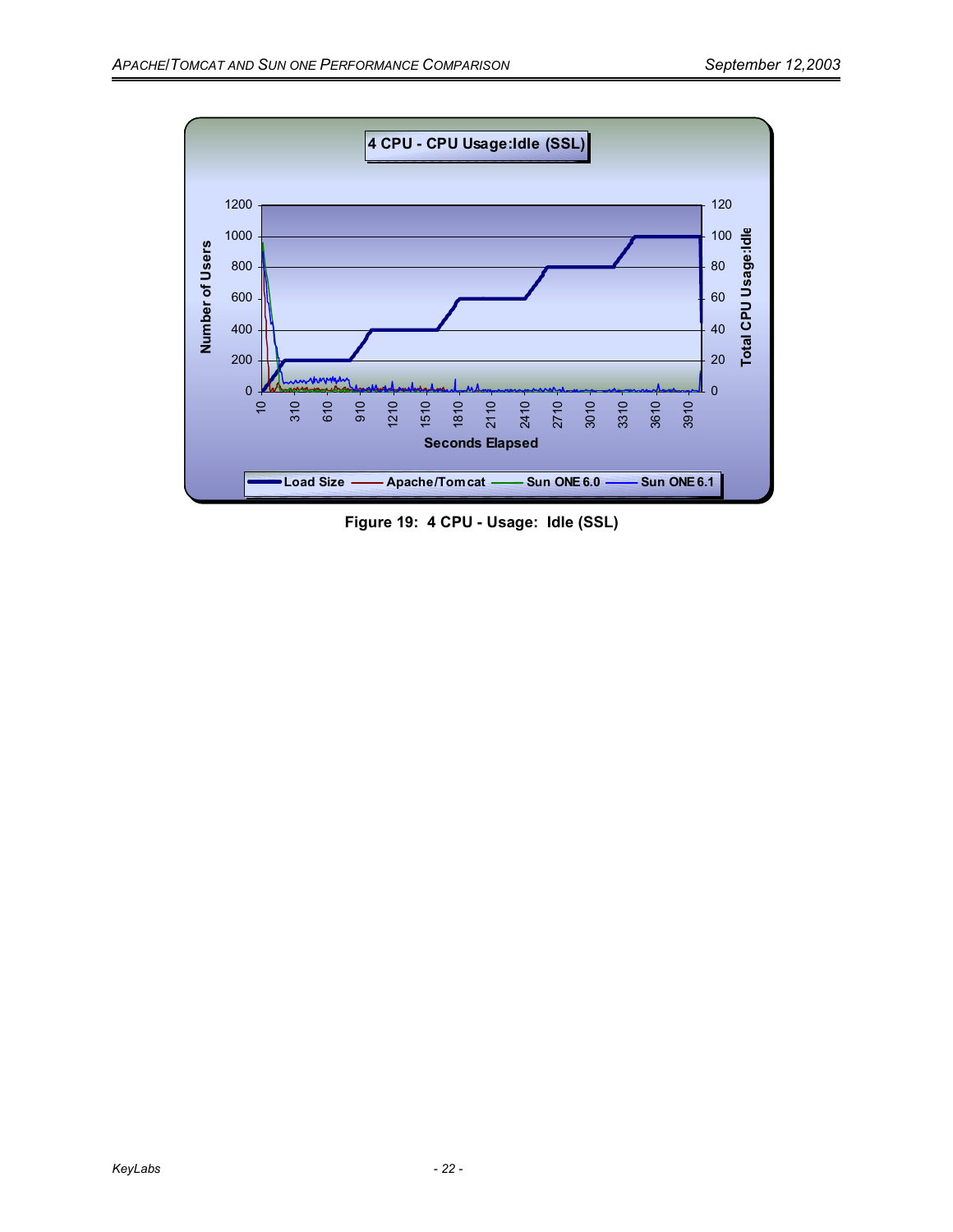**Figure 19: 4 CPU - Usage: Idle (SSL)**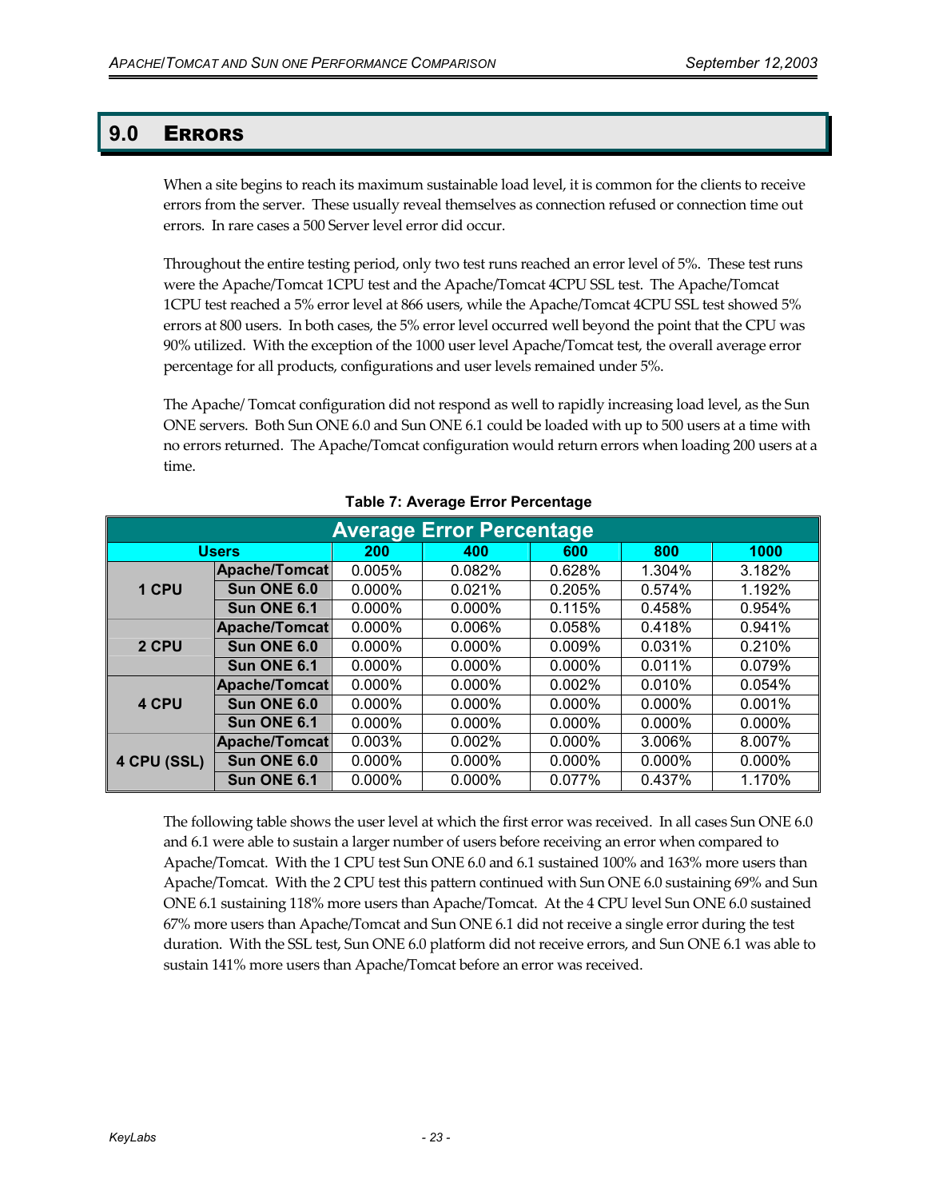# 9.0 Errors

When a site begins to reach its maximum sustainable load level, it is common for the clients to receive errors from the server. These usually reveal themselves as connection refused or connection time out errors. In rare cases a 500 Server level error did occur.

Throughout the entire testing period, only two test runs reached an error level of 5%. These test runs were the Apache/Tomcat 1CPU test and the Apache/Tomcat 4CPU SSL test. The Apache/Tomcat 1CPU test reached a 5% error level at 866 users, while the Apache/Tomcat 4CPU SSL test showed 5% errors at 800 users. In both cases, the 5% error level occurred well beyond the point that the CPU was 90% utilized. With the exception of the 1000 user level Apache/Tomcat test, the overall average error percentage for all products, configurations and user levels remained under 5%.

The Apache/ Tomcat configuration did not respond as well to rapidly increasing load level, as the Sun ONE servers. Both Sun ONE 6.0 and Sun ONE 6.1 could be loaded with up to 500 users at a time with no errors returned. The Apache/Tomcat configuration would return errors when loading 200 users at a time.

**Table 7: Average Error Percentage**

| Users | | 200 | 400 | 600 | 800 | 1000 |
|---|---|---|---|---|---|---|
| 1 CPU | Apache/Tomcat | 0.005% | 0.082% | 0.628% | 1.304% | 3.182% |
| | Sun ONE 6.0 | 0.000% | 0.021% | 0.205% | 0.574% | 1.192% |
| | Sun ONE 6.1 | 0.000% | 0.000% | 0.115% | 0.458% | 0.954% |
| 2 CPU | Apache/Tomcat | 0.000% | 0.006% | 0.058% | 0.418% | 0.941% |
| | Sun ONE 6.0 | 0.000% | 0.000% | 0.009% | 0.031% | 0.210% |
| | Sun ONE 6.1 | 0.000% | 0.000% | 0.000% | 0.011% | 0.079% |
| 4 CPU | Apache/Tomcat | 0.000% | 0.000% | 0.002% | 0.010% | 0.054% |
| | Sun ONE 6.0 | 0.000% | 0.000% | 0.000% | 0.000% | 0.001% |
| | Sun ONE 6.1 | 0.000% | 0.000% | 0.000% | 0.000% | 0.000% |
| 4 CPU (SSL) | Apache/Tomcat | 0.003% | 0.002% | 0.000% | 3.006% | 8.007% |
| | Sun ONE 6.0 | 0.000% | 0.000% | 0.000% | 0.000% | 0.000% |
| | Sun ONE 6.1 | 0.000% | 0.000% | 0.077% | 0.437% | 1.170% |

The following table shows the user level at which the first error was received. In all cases Sun ONE 6.0 and 6.1 were able to sustain a larger number of users before receiving an error when compared to Apache/Tomcat. With the 1 CPU test Sun ONE 6.0 and 6.1 sustained 100% and 163% more users than Apache/Tomcat. With the 2 CPU test this pattern continued with Sun ONE 6.0 sustaining 69% and Sun ONE 6.1 sustaining 118% more users than Apache/Tomcat. At the 4 CPU level Sun ONE 6.0 sustained 67% more users than Apache/Tomcat and Sun ONE 6.1 did not receive a single error during the test duration. With the SSL test, Sun ONE 6.0 platform did not receive errors, and Sun ONE 6.1 was able to sustain 141% more users than Apache/Tomcat before an error was received.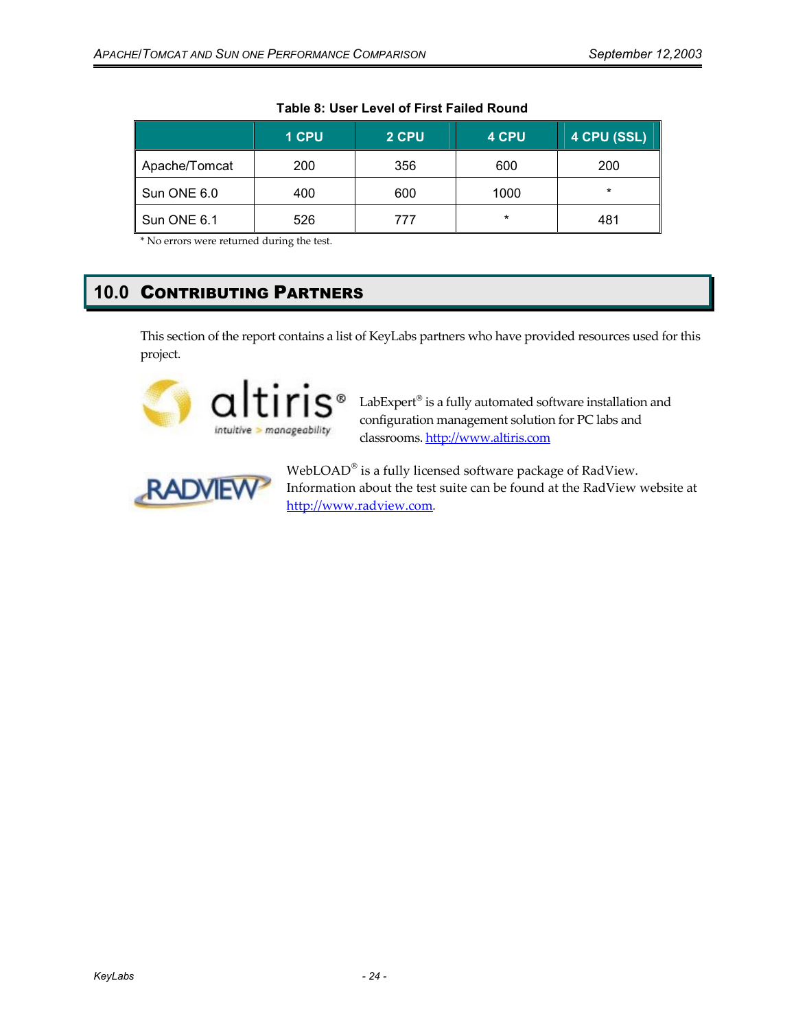**Table 8: User Level of First Failed Round**

| | 1 CPU | 2 CPU | 4 CPU | 4 CPU (SSL) |
|---|---|---|---|---|
| Apache/Tomcat | 200 | 356 | 600 | 200 |
| Sun ONE 6.0 | 400 | 600 | 1000 | * |
| Sun ONE 6.1 | 526 | 777 | * | 481 |

* No errors were returned during the test.

# 10.0 Contributing Partners

This section of the report contains a list of KeyLabs partners who have provided resources used for this project.

altiris® intuitive > manageability

LabExpert® is a fully automated software installation and configuration management solution for PC labs and classrooms. http://www.altiris.com

RADVIEW

WebLOAD® is a fully licensed software package of RadView. Information about the test suite can be found at the RadView website at http://www.radview.com.